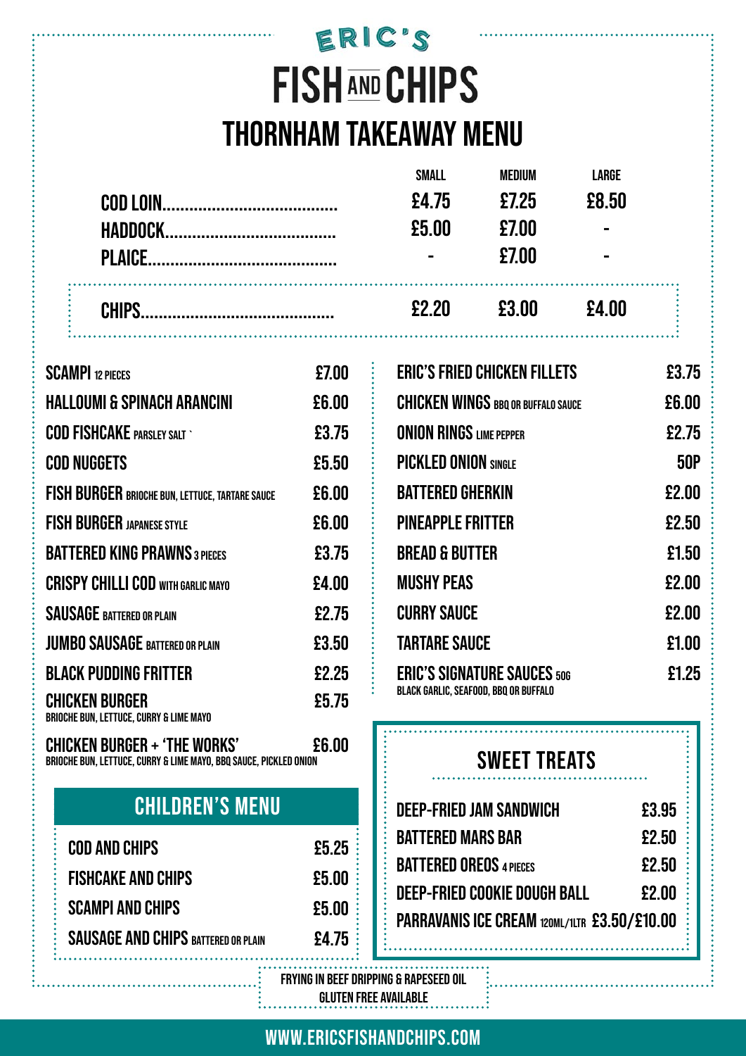# ERIC'S FISH AND CHIPS

## THORNHAM TAKEAWAY MENU

| | SMALL | MEDIUM | LARGE |
|---|---|---|---|
| COD LOIN | £4.75 | £7.25 | £8.50 |
| HADDOCK | £5.00 | £7.00 | - |
| PLAICE | - | £7.00 | - |
| CHIPS | £2.20 | £3.00 | £4.00 |

| Item | Price |
|---|---|
| SCAMPI 12 PIECES | £7.00 |
| HALLOUMI & SPINACH ARANCINI | £6.00 |
| COD FISHCAKE PARSLEY SALT ` | £3.75 |
| COD NUGGETS | £5.50 |
| FISH BURGER BRIOCHE BUN, LETTUCE, TARTARE SAUCE | £6.00 |
| FISH BURGER JAPANESE STYLE | £6.00 |
| BATTERED KING PRAWNS 3 PIECES | £3.75 |
| CRISPY CHILLI COD WITH GARLIC MAYO | £4.00 |
| SAUSAGE BATTERED OR PLAIN | £2.75 |
| JUMBO SAUSAGE BATTERED OR PLAIN | £3.50 |
| BLACK PUDDING FRITTER | £2.25 |
| CHICKEN BURGER BRIOCHE BUN, LETTUCE, CURRY & LIME MAYO | £5.75 |
| CHICKEN BURGER + 'THE WORKS' BRIOCHE BUN, LETTUCE, CURRY & LIME MAYO, BBQ SAUCE, PICKLED ONION | £6.00 |

## CHILDREN'S MENU

| Item | Price |
|---|---|
| COD AND CHIPS | £5.25 |
| FISHCAKE AND CHIPS | £5.00 |
| SCAMPI AND CHIPS | £5.00 |
| SAUSAGE AND CHIPS BATTERED OR PLAIN | £4.75 |

| Item | Price |
|---|---|
| ERIC'S FRIED CHICKEN FILLETS | £3.75 |
| CHICKEN WINGS BBQ OR BUFFALO SAUCE | £6.00 |
| ONION RINGS LIME PEPPER | £2.75 |
| PICKLED ONION SINGLE | 50P |
| BATTERED GHERKIN | £2.00 |
| PINEAPPLE FRITTER | £2.50 |
| BREAD & BUTTER | £1.50 |
| MUSHY PEAS | £2.00 |
| CURRY SAUCE | £2.00 |
| TARTARE SAUCE | £1.00 |
| ERIC'S SIGNATURE SAUCES 50G BLACK GARLIC, SEAFOOD, BBQ OR BUFFALO | £1.25 |

## SWEET TREATS

| Item | Price |
|---|---|
| DEEP-FRIED JAM SANDWICH | £3.95 |
| BATTERED MARS BAR | £2.50 |
| BATTERED OREOS 4 PIECES | £2.50 |
| DEEP-FRIED COOKIE DOUGH BALL | £2.00 |
| PARRAVANIS ICE CREAM 120ML/1LTR | £3.50/£10.00 |

FRYING IN BEEF DRIPPING & RAPESEED OIL

GLUTEN FREE AVAILABLE

WWW.ERICSFISHANDCHIPS.COM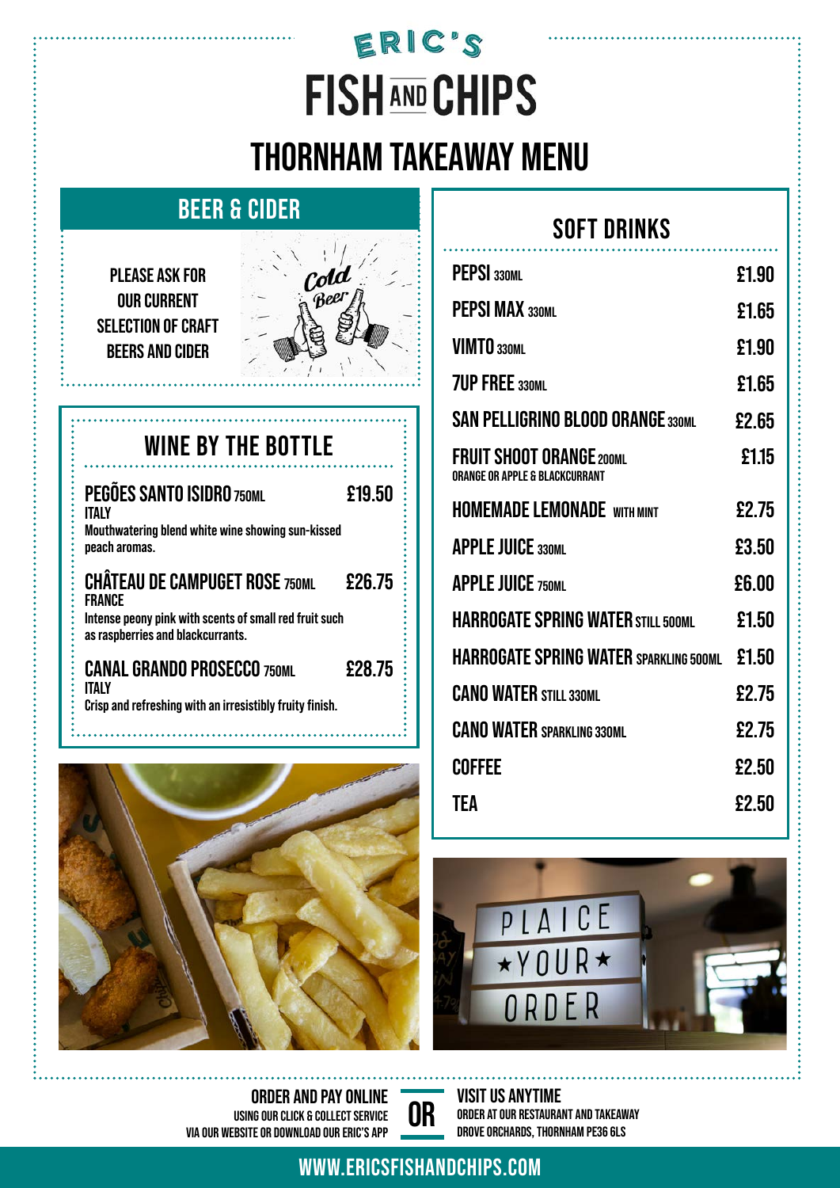# ERIC'S FISH AND CHIPS

## THORNHAM TAKEAWAY MENU

### BEER & CIDER

PLEASE ASK FOR OUR CURRENT SELECTION OF CRAFT BEERS AND CIDER

### WINE BY THE BOTTLE

**PEGÕES SANTO ISIDRO** 750ML — £19.50
ITALY
Mouthwatering blend white wine showing sun-kissed peach aromas.

**CHÂTEAU DE CAMPUGET ROSE** 750ML — £26.75
FRANCE
Intense peony pink with scents of small red fruit such as raspberries and blackcurrants.

**CANAL GRANDO PROSECCO** 750ML — £28.75
ITALY
Crisp and refreshing with an irresistibly fruity finish.

### SOFT DRINKS

| | |
|---|---|
| PEPSI 330ML | £1.90 |
| PEPSI MAX 330ML | £1.65 |
| VIMTO 330ML | £1.90 |
| 7UP FREE 330ML | £1.65 |
| SAN PELLIGRINO BLOOD ORANGE 330ML | £2.65 |
| FRUIT SHOOT ORANGE 200ML<br>ORANGE OR APPLE & BLACKCURRANT | £1.15 |
| HOMEMADE LEMONADE WITH MINT | £2.75 |
| APPLE JUICE 330ML | £3.50 |
| APPLE JUICE 750ML | £6.00 |
| HARROGATE SPRING WATER STILL 500ML | £1.50 |
| HARROGATE SPRING WATER SPARKLING 500ML | £1.50 |
| CANO WATER STILL 330ML | £2.75 |
| CANO WATER SPARKLING 330ML | £2.75 |
| COFFEE | £2.50 |
| TEA | £2.50 |

**ORDER AND PAY ONLINE**
USING OUR CLICK & COLLECT SERVICE
VIA OUR WEBSITE OR DOWNLOAD OUR ERIC'S APP

**OR**

**VISIT US ANYTIME**
ORDER AT OUR RESTAURANT AND TAKEAWAY
DROVE ORCHARDS, THORNHAM PE36 6LS

WWW.ERICSFISHANDCHIPS.COM